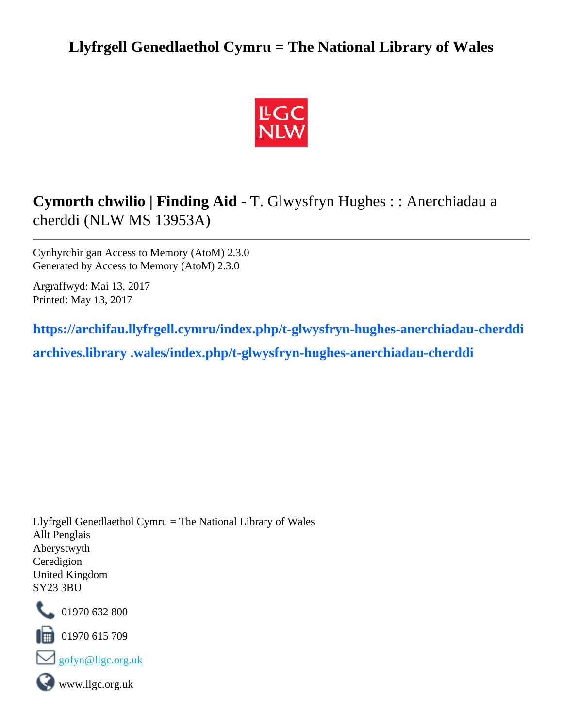# Llyfrgell Genedlaethol Cymru = The National Library of Wales

## **Cymorth chwilio | Finding Aid -** T. Glwysfryn Hughes : : Anerchiadau a cherddi (NLW MS 13953A)

---

Cynhyrchir gan Access to Memory (AtoM) 2.3.0
Generated by Access to Memory (AtoM) 2.3.0

Argraffwyd: Mai 13, 2017
Printed: May 13, 2017

**https://archifau.llyfrgell.cymru/index.php/t-glwysfryn-hughes-anerchiadau-cherddi**

**archives.library .wales/index.php/t-glwysfryn-hughes-anerchiadau-cherddi**

Llyfrgell Genedlaethol Cymru = The National Library of Wales
Allt Penglais
Aberystwyth
Ceredigion
United Kingdom
SY23 3BU

01970 632 800

01970 615 709

gofyn@llgc.org.uk

www.llgc.org.uk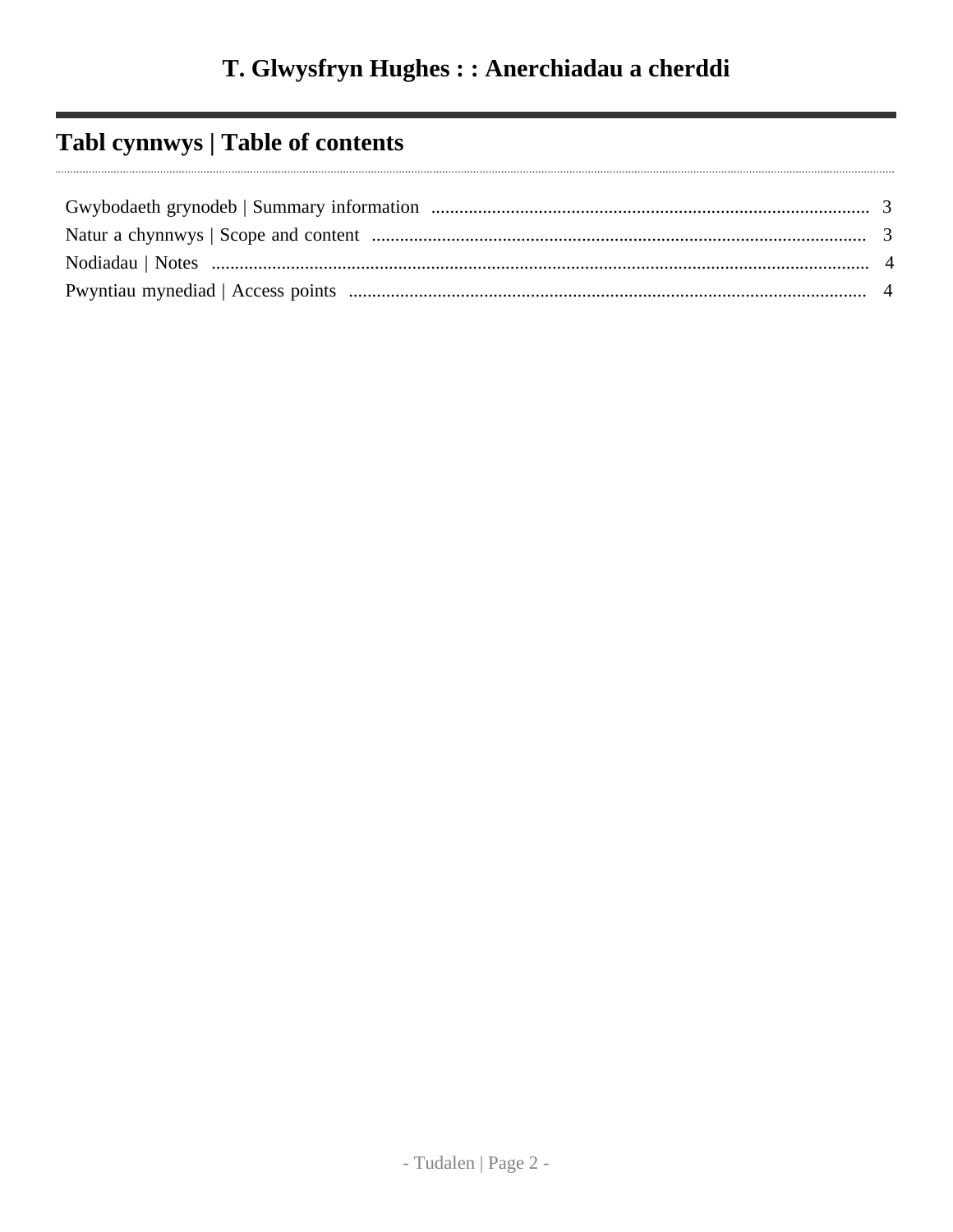# T. Glwysfryn Hughes : : Anerchiadau a cherddi

## Tabl cynnwys | Table of contents

- Gwybodaeth grynodeb | Summary information ..... 3
- Natur a chynnwys | Scope and content ..... 3
- Nodiadau | Notes ..... 4
- Pwyntiau mynediad | Access points ..... 4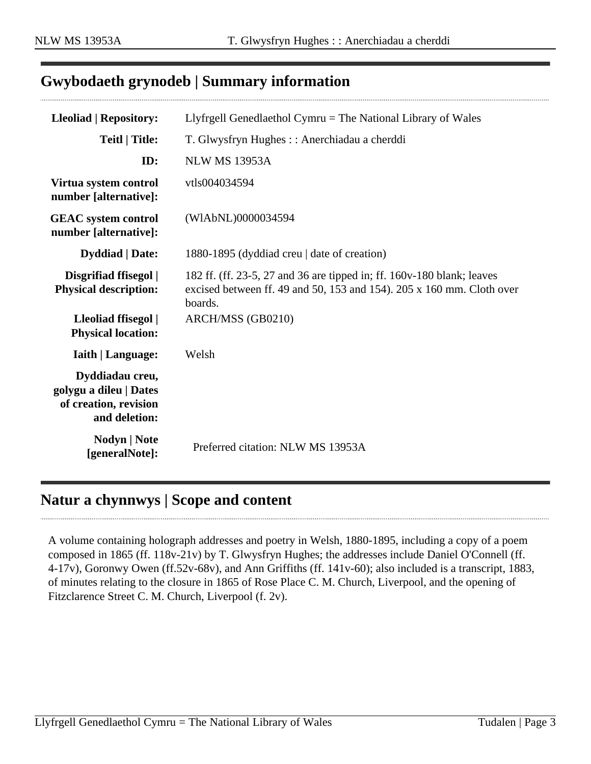## Gwybodaeth grynodeb | Summary information

| | |
|---|---|
| **Lleoliad \| Repository:** | Llyfrgell Genedlaethol Cymru = The National Library of Wales |
| **Teitl \| Title:** | T. Glwysfryn Hughes : : Anerchiadau a cherddi |
| **ID:** | NLW MS 13953A |
| **Virtua system control number [alternative]:** | vtls004034594 |
| **GEAC system control number [alternative]:** | (WlAbNL)0000034594 |
| **Dyddiad \| Date:** | 1880-1895 (dyddiad creu \| date of creation) |
| **Disgrifiad ffisegol \| Physical description:** | 182 ff. (ff. 23-5, 27 and 36 are tipped in; ff. 160v-180 blank; leaves excised between ff. 49 and 50, 153 and 154). 205 x 160 mm. Cloth over boards. |
| **Lleoliad ffisegol \| Physical location:** | ARCH/MSS (GB0210) |
| **Iaith \| Language:** | Welsh |
| **Dyddiadau creu, golygu a dileu \| Dates of creation, revision and deletion:** | |
| **Nodyn \| Note [generalNote]:** | Preferred citation: NLW MS 13953A |

## Natur a chynnwys | Scope and content

A volume containing holograph addresses and poetry in Welsh, 1880-1895, including a copy of a poem composed in 1865 (ff. 118v-21v) by T. Glwysfryn Hughes; the addresses include Daniel O'Connell (ff. 4-17v), Goronwy Owen (ff.52v-68v), and Ann Griffiths (ff. 141v-60); also included is a transcript, 1883, of minutes relating to the closure in 1865 of Rose Place C. M. Church, Liverpool, and the opening of Fitzclarence Street C. M. Church, Liverpool (f. 2v).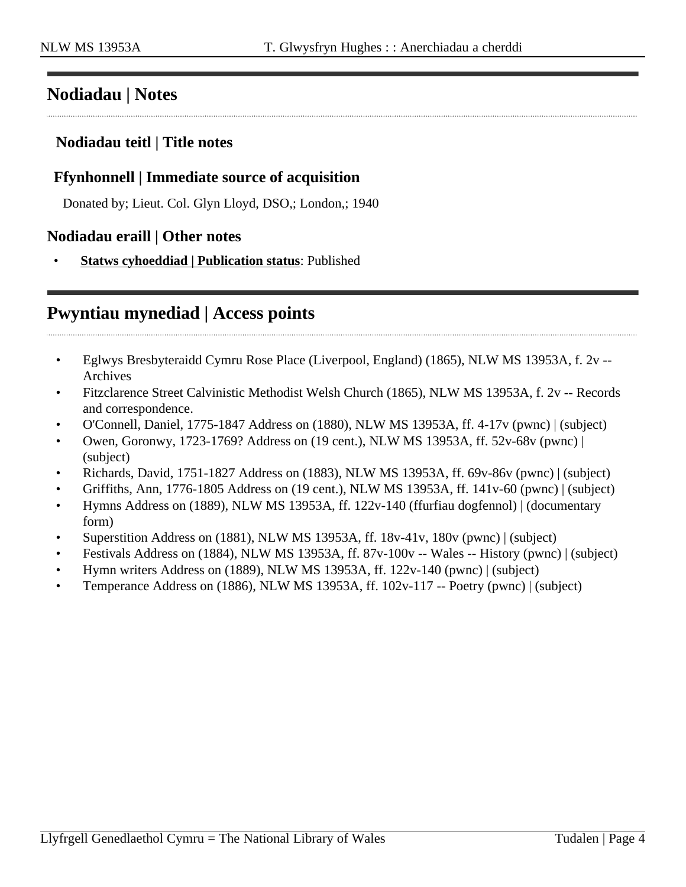## Nodiadau | Notes

### Nodiadau teitl | Title notes

### Ffynhonnell | Immediate source of acquisition

Donated by; Lieut. Col. Glyn Lloyd, DSO,; London,; 1940

### Nodiadau eraill | Other notes

- **Statws cyhoeddiad | Publication status**: Published

## Pwyntiau mynediad | Access points

- Eglwys Bresbyteraidd Cymru Rose Place (Liverpool, England) (1865), NLW MS 13953A, f. 2v -- Archives
- Fitzclarence Street Calvinistic Methodist Welsh Church (1865), NLW MS 13953A, f. 2v -- Records and correspondence.
- O'Connell, Daniel, 1775-1847 Address on (1880), NLW MS 13953A, ff. 4-17v (pwnc) | (subject)
- Owen, Goronwy, 1723-1769? Address on (19 cent.), NLW MS 13953A, ff. 52v-68v (pwnc) | (subject)
- Richards, David, 1751-1827 Address on (1883), NLW MS 13953A, ff. 69v-86v (pwnc) | (subject)
- Griffiths, Ann, 1776-1805 Address on (19 cent.), NLW MS 13953A, ff. 141v-60 (pwnc) | (subject)
- Hymns Address on (1889), NLW MS 13953A, ff. 122v-140 (ffurfiau dogfennol) | (documentary form)
- Superstition Address on (1881), NLW MS 13953A, ff. 18v-41v, 180v (pwnc) | (subject)
- Festivals Address on (1884), NLW MS 13953A, ff. 87v-100v -- Wales -- History (pwnc) | (subject)
- Hymn writers Address on (1889), NLW MS 13953A, ff. 122v-140 (pwnc) | (subject)
- Temperance Address on (1886), NLW MS 13953A, ff. 102v-117 -- Poetry (pwnc) | (subject)